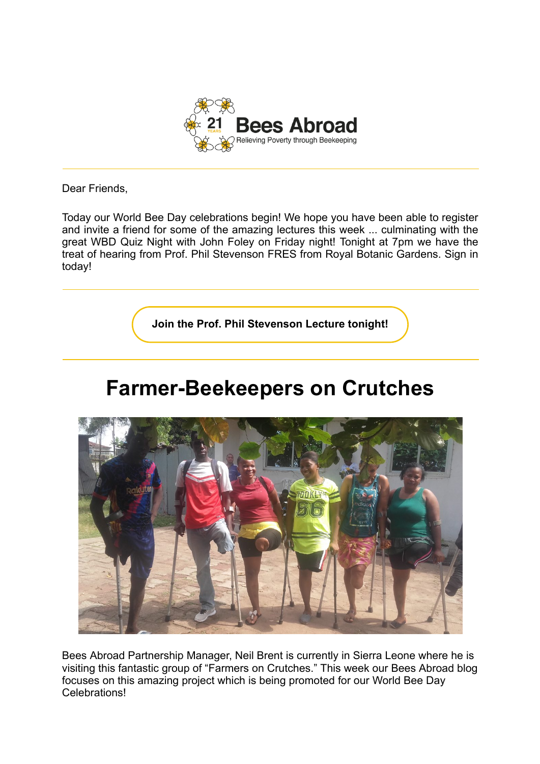Bees Abroad
Relieving Poverty through Beekeeping

---

Dear Friends,

Today our World Bee Day celebrations begin! We hope you have been able to register and invite a friend for some of the amazing lectures this week ... culminating with the great WBD Quiz Night with John Foley on Friday night! Tonight at 7pm we have the treat of hearing from Prof. Phil Stevenson FRES from Royal Botanic Gardens. Sign in today!

---

**Join the Prof. Phil Stevenson Lecture tonight!**

---

# Farmer-Beekeepers on Crutches

Bees Abroad Partnership Manager, Neil Brent is currently in Sierra Leone where he is visiting this fantastic group of "Farmers on Crutches." This week our Bees Abroad blog focuses on this amazing project which is being promoted for our World Bee Day Celebrations!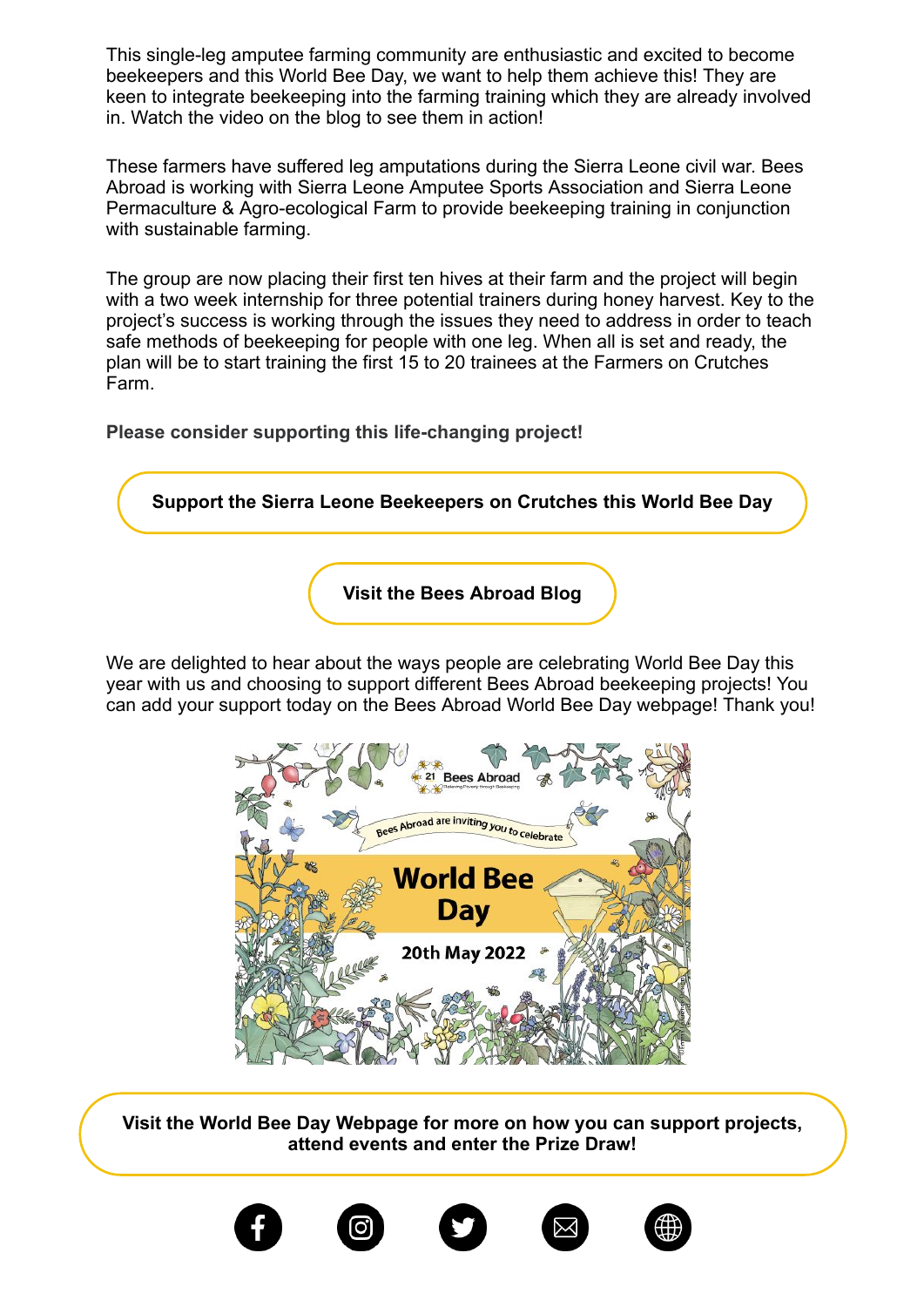This single-leg amputee farming community are enthusiastic and excited to become beekeepers and this World Bee Day, we want to help them achieve this! They are keen to integrate beekeeping into the farming training which they are already involved in. Watch the video on the blog to see them in action!

These farmers have suffered leg amputations during the Sierra Leone civil war. Bees Abroad is working with Sierra Leone Amputee Sports Association and Sierra Leone Permaculture & Agro-ecological Farm to provide beekeeping training in conjunction with sustainable farming.

The group are now placing their first ten hives at their farm and the project will begin with a two week internship for three potential trainers during honey harvest. Key to the project's success is working through the issues they need to address in order to teach safe methods of beekeeping for people with one leg. When all is set and ready, the plan will be to start training the first 15 to 20 trainees at the Farmers on Crutches Farm.

**Please consider supporting this life-changing project!**

**Support the Sierra Leone Beekeepers on Crutches this World Bee Day**

**Visit the Bees Abroad Blog**

We are delighted to hear about the ways people are celebrating World Bee Day this year with us and choosing to support different Bees Abroad beekeeping projects! You can add your support today on the Bees Abroad World Bee Day webpage! Thank you!

**Visit the World Bee Day Webpage for more on how you can support projects, attend events and enter the Prize Draw!**